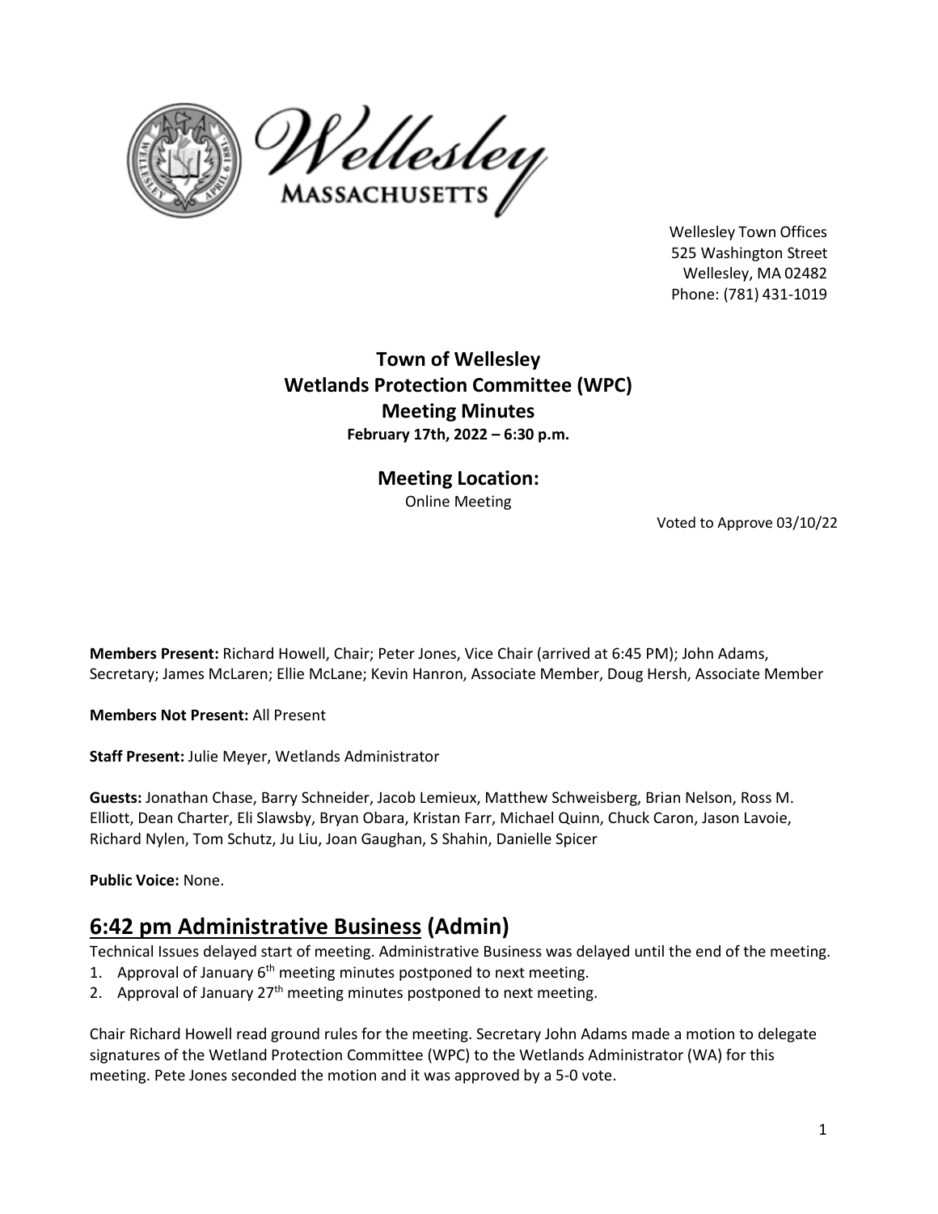Wellesley Town Offices
525 Washington Street
Wellesley, MA 02482
Phone: (781) 431-1019

# Town of Wellesley
# Wetlands Protection Committee (WPC)
# Meeting Minutes

**February 17th, 2022 – 6:30 p.m.**

## Meeting Location:

Online Meeting

Voted to Approve 03/10/22

**Members Present:** Richard Howell, Chair; Peter Jones, Vice Chair (arrived at 6:45 PM); John Adams, Secretary; James McLaren; Ellie McLane; Kevin Hanron, Associate Member, Doug Hersh, Associate Member

**Members Not Present:** All Present

**Staff Present:** Julie Meyer, Wetlands Administrator

**Guests:** Jonathan Chase, Barry Schneider, Jacob Lemieux, Matthew Schweisberg, Brian Nelson, Ross M. Elliott, Dean Charter, Eli Slawsby, Bryan Obara, Kristan Farr, Michael Quinn, Chuck Caron, Jason Lavoie, Richard Nylen, Tom Schutz, Ju Liu, Joan Gaughan, S Shahin, Danielle Spicer

**Public Voice:** None.

## 6:42 pm Administrative Business (Admin)

Technical Issues delayed start of meeting. Administrative Business was delayed until the end of the meeting.

1. Approval of January 6th meeting minutes postponed to next meeting.
2. Approval of January 27th meeting minutes postponed to next meeting.

Chair Richard Howell read ground rules for the meeting. Secretary John Adams made a motion to delegate signatures of the Wetland Protection Committee (WPC) to the Wetlands Administrator (WA) for this meeting. Pete Jones seconded the motion and it was approved by a 5-0 vote.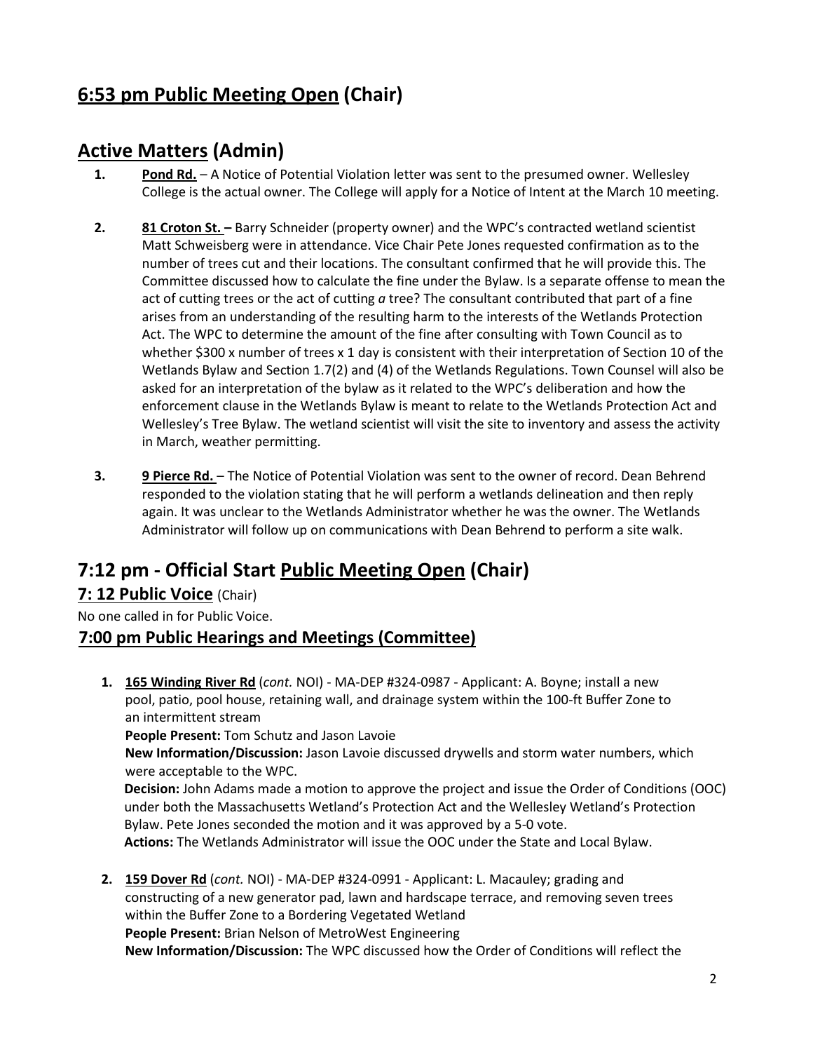## 6:53 pm Public Meeting Open (Chair)

## Active Matters (Admin)

1. **Pond Rd.** – A Notice of Potential Violation letter was sent to the presumed owner. Wellesley College is the actual owner. The College will apply for a Notice of Intent at the March 10 meeting.

2. **81 Croton St. –** Barry Schneider (property owner) and the WPC's contracted wetland scientist Matt Schweisberg were in attendance. Vice Chair Pete Jones requested confirmation as to the number of trees cut and their locations. The consultant confirmed that he will provide this. The Committee discussed how to calculate the fine under the Bylaw. Is a separate offense to mean the act of cutting trees or the act of cutting *a* tree? The consultant contributed that part of a fine arises from an understanding of the resulting harm to the interests of the Wetlands Protection Act. The WPC to determine the amount of the fine after consulting with Town Council as to whether $300 x number of trees x 1 day is consistent with their interpretation of Section 10 of the Wetlands Bylaw and Section 1.7(2) and (4) of the Wetlands Regulations. Town Counsel will also be asked for an interpretation of the bylaw as it related to the WPC's deliberation and how the enforcement clause in the Wetlands Bylaw is meant to relate to the Wetlands Protection Act and Wellesley's Tree Bylaw. The wetland scientist will visit the site to inventory and assess the activity in March, weather permitting.

3. **9 Pierce Rd.** – The Notice of Potential Violation was sent to the owner of record. Dean Behrend responded to the violation stating that he will perform a wetlands delineation and then reply again. It was unclear to the Wetlands Administrator whether he was the owner. The Wetlands Administrator will follow up on communications with Dean Behrend to perform a site walk.

## 7:12 pm - Official Start Public Meeting Open (Chair)

### 7: 12 Public Voice (Chair)

No one called in for Public Voice.

### 7:00 pm Public Hearings and Meetings (Committee)

1. **165 Winding River Rd** (*cont.* NOI) - MA-DEP #324-0987 - Applicant: A. Boyne; install a new pool, patio, pool house, retaining wall, and drainage system within the 100-ft Buffer Zone to an intermittent stream
   **People Present:** Tom Schutz and Jason Lavoie
   **New Information/Discussion:** Jason Lavoie discussed drywells and storm water numbers, which were acceptable to the WPC.
   **Decision:** John Adams made a motion to approve the project and issue the Order of Conditions (OOC) under both the Massachusetts Wetland's Protection Act and the Wellesley Wetland's Protection Bylaw. Pete Jones seconded the motion and it was approved by a 5-0 vote.
   **Actions:** The Wetlands Administrator will issue the OOC under the State and Local Bylaw.

2. **159 Dover Rd** (*cont.* NOI) - MA-DEP #324-0991 - Applicant: L. Macauley; grading and constructing of a new generator pad, lawn and hardscape terrace, and removing seven trees within the Buffer Zone to a Bordering Vegetated Wetland
   **People Present:** Brian Nelson of MetroWest Engineering
   **New Information/Discussion:** The WPC discussed how the Order of Conditions will reflect the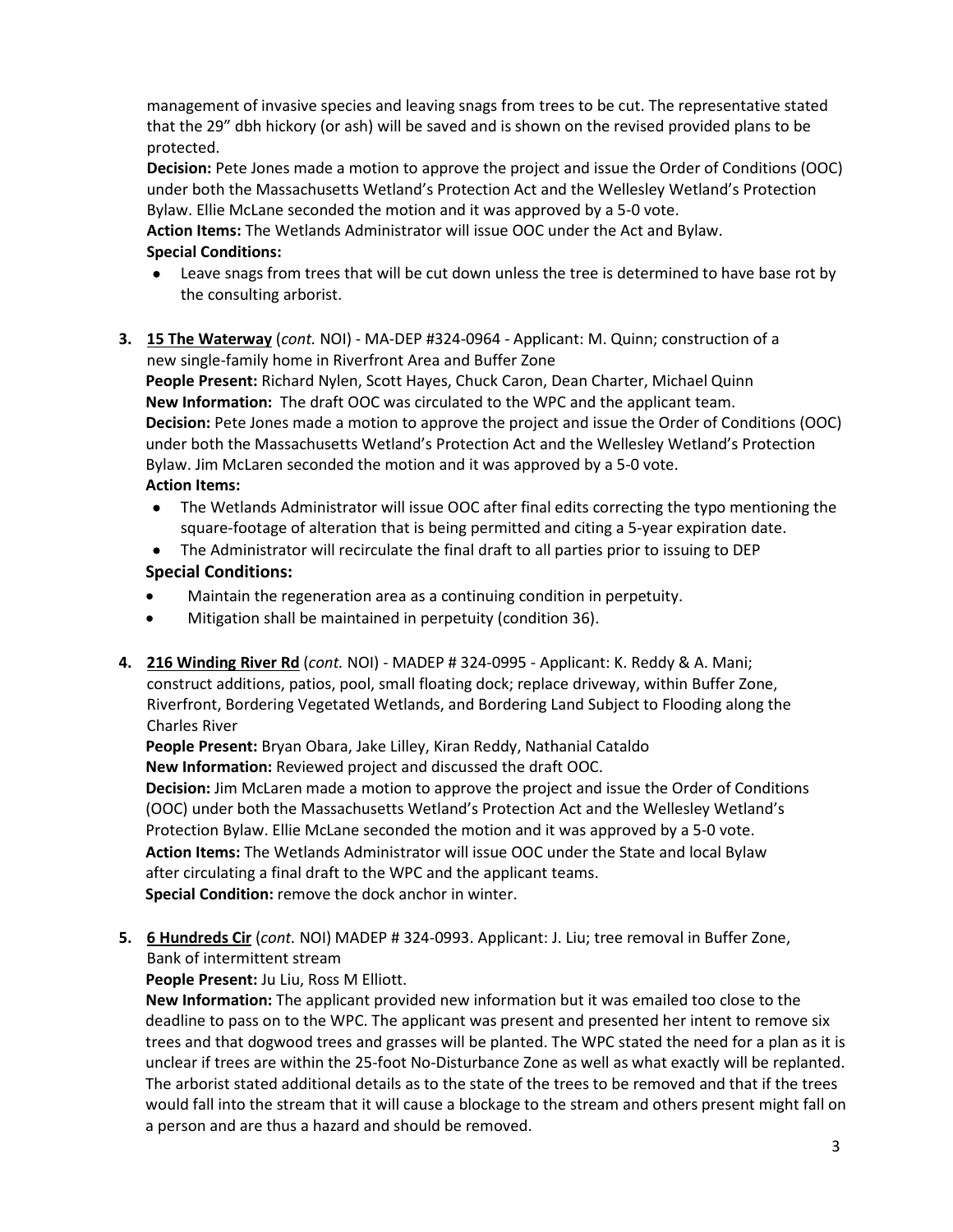management of invasive species and leaving snags from trees to be cut. The representative stated that the 29" dbh hickory (or ash) will be saved and is shown on the revised provided plans to be protected.

**Decision:** Pete Jones made a motion to approve the project and issue the Order of Conditions (OOC) under both the Massachusetts Wetland's Protection Act and the Wellesley Wetland's Protection Bylaw. Ellie McLane seconded the motion and it was approved by a 5-0 vote.

**Action Items:** The Wetlands Administrator will issue OOC under the Act and Bylaw.

**Special Conditions:**

- Leave snags from trees that will be cut down unless the tree is determined to have base rot by the consulting arborist.

3. **15 The Waterway** (*cont.* NOI) - MA-DEP #324-0964 - Applicant: M. Quinn; construction of a new single-family home in Riverfront Area and Buffer Zone

   **People Present:** Richard Nylen, Scott Hayes, Chuck Caron, Dean Charter, Michael Quinn

   **New Information:** The draft OOC was circulated to the WPC and the applicant team.

   **Decision:** Pete Jones made a motion to approve the project and issue the Order of Conditions (OOC) under both the Massachusetts Wetland's Protection Act and the Wellesley Wetland's Protection Bylaw. Jim McLaren seconded the motion and it was approved by a 5-0 vote.

   **Action Items:**

   - The Wetlands Administrator will issue OOC after final edits correcting the typo mentioning the square-footage of alteration that is being permitted and citing a 5-year expiration date.
   - The Administrator will recirculate the final draft to all parties prior to issuing to DEP

   **Special Conditions:**

   - Maintain the regeneration area as a continuing condition in perpetuity.
   - Mitigation shall be maintained in perpetuity (condition 36).

4. **216 Winding River Rd** (*cont.* NOI) - MADEP # 324-0995 - Applicant: K. Reddy & A. Mani; construct additions, patios, pool, small floating dock; replace driveway, within Buffer Zone, Riverfront, Bordering Vegetated Wetlands, and Bordering Land Subject to Flooding along the Charles River

   **People Present:** Bryan Obara, Jake Lilley, Kiran Reddy, Nathanial Cataldo

   **New Information:** Reviewed project and discussed the draft OOC.

   **Decision:** Jim McLaren made a motion to approve the project and issue the Order of Conditions (OOC) under both the Massachusetts Wetland's Protection Act and the Wellesley Wetland's Protection Bylaw. Ellie McLane seconded the motion and it was approved by a 5-0 vote.

   **Action Items:** The Wetlands Administrator will issue OOC under the State and local Bylaw after circulating a final draft to the WPC and the applicant teams.

   **Special Condition:** remove the dock anchor in winter.

5. **6 Hundreds Cir** (*cont.* NOI) MADEP # 324-0993. Applicant: J. Liu; tree removal in Buffer Zone, Bank of intermittent stream

   **People Present:** Ju Liu, Ross M Elliott.

   **New Information:** The applicant provided new information but it was emailed too close to the deadline to pass on to the WPC. The applicant was present and presented her intent to remove six trees and that dogwood trees and grasses will be planted. The WPC stated the need for a plan as it is unclear if trees are within the 25-foot No-Disturbance Zone as well as what exactly will be replanted. The arborist stated additional details as to the state of the trees to be removed and that if the trees would fall into the stream that it will cause a blockage to the stream and others present might fall on a person and are thus a hazard and should be removed.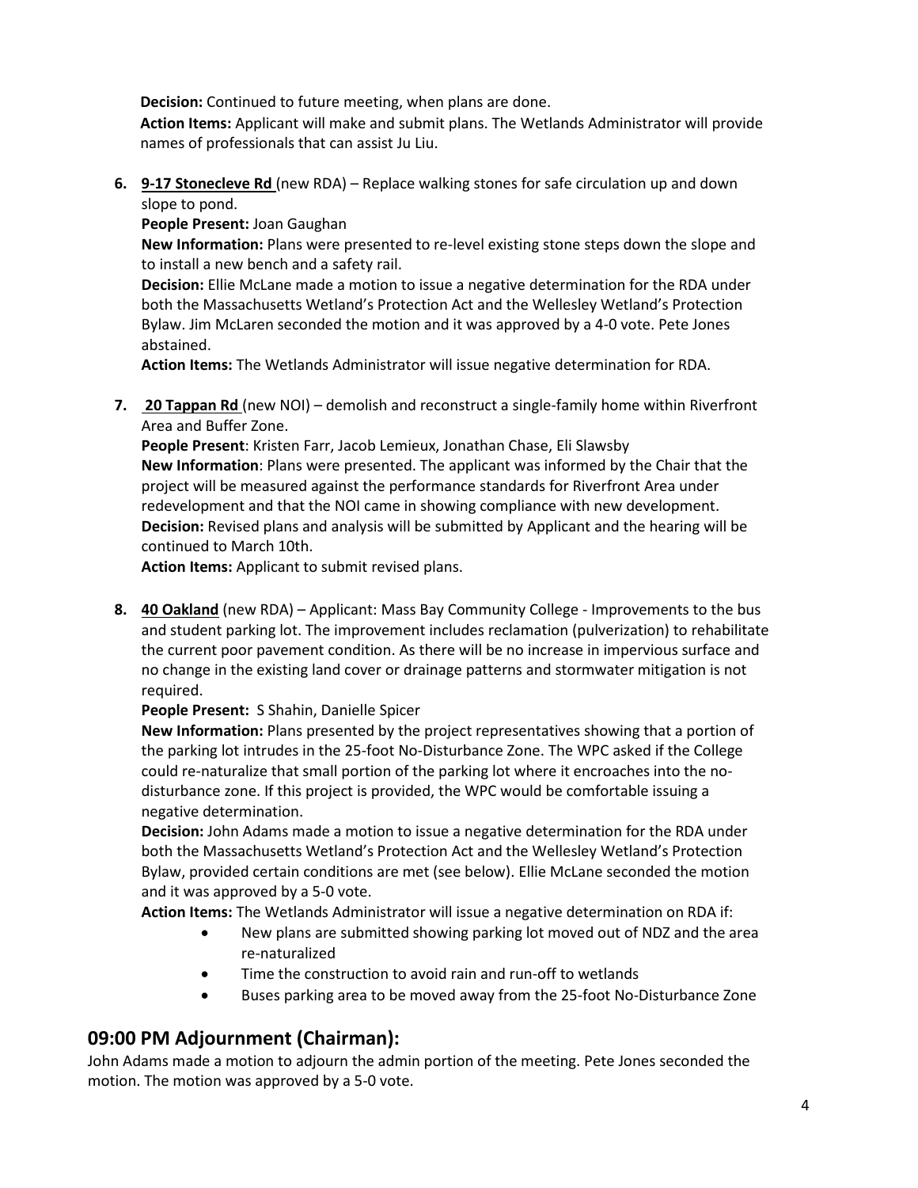**Decision:** Continued to future meeting, when plans are done.

**Action Items:** Applicant will make and submit plans. The Wetlands Administrator will provide names of professionals that can assist Ju Liu.

6. **9-17 Stonecleve Rd** (new RDA) – Replace walking stones for safe circulation up and down slope to pond.

   **People Present:** Joan Gaughan

   **New Information:** Plans were presented to re-level existing stone steps down the slope and to install a new bench and a safety rail.

   **Decision:** Ellie McLane made a motion to issue a negative determination for the RDA under both the Massachusetts Wetland's Protection Act and the Wellesley Wetland's Protection Bylaw. Jim McLaren seconded the motion and it was approved by a 4-0 vote. Pete Jones abstained.

   **Action Items:** The Wetlands Administrator will issue negative determination for RDA.

7. **20 Tappan Rd** (new NOI) – demolish and reconstruct a single-family home within Riverfront Area and Buffer Zone.

   **People Present**: Kristen Farr, Jacob Lemieux, Jonathan Chase, Eli Slawsby

   **New Information**: Plans were presented. The applicant was informed by the Chair that the project will be measured against the performance standards for Riverfront Area under redevelopment and that the NOI came in showing compliance with new development.

   **Decision:** Revised plans and analysis will be submitted by Applicant and the hearing will be continued to March 10th.

   **Action Items:** Applicant to submit revised plans.

8. **40 Oakland** (new RDA) – Applicant: Mass Bay Community College - Improvements to the bus and student parking lot. The improvement includes reclamation (pulverization) to rehabilitate the current poor pavement condition. As there will be no increase in impervious surface and no change in the existing land cover or drainage patterns and stormwater mitigation is not required.

   **People Present:** S Shahin, Danielle Spicer

   **New Information:** Plans presented by the project representatives showing that a portion of the parking lot intrudes in the 25-foot No-Disturbance Zone. The WPC asked if the College could re-naturalize that small portion of the parking lot where it encroaches into the no-disturbance zone. If this project is provided, the WPC would be comfortable issuing a negative determination.

   **Decision:** John Adams made a motion to issue a negative determination for the RDA under both the Massachusetts Wetland's Protection Act and the Wellesley Wetland's Protection Bylaw, provided certain conditions are met (see below). Ellie McLane seconded the motion and it was approved by a 5-0 vote.

   **Action Items:** The Wetlands Administrator will issue a negative determination on RDA if:

   - New plans are submitted showing parking lot moved out of NDZ and the area re-naturalized
   - Time the construction to avoid rain and run-off to wetlands
   - Buses parking area to be moved away from the 25-foot No-Disturbance Zone

## 09:00 PM Adjournment (Chairman):

John Adams made a motion to adjourn the admin portion of the meeting. Pete Jones seconded the motion. The motion was approved by a 5-0 vote.